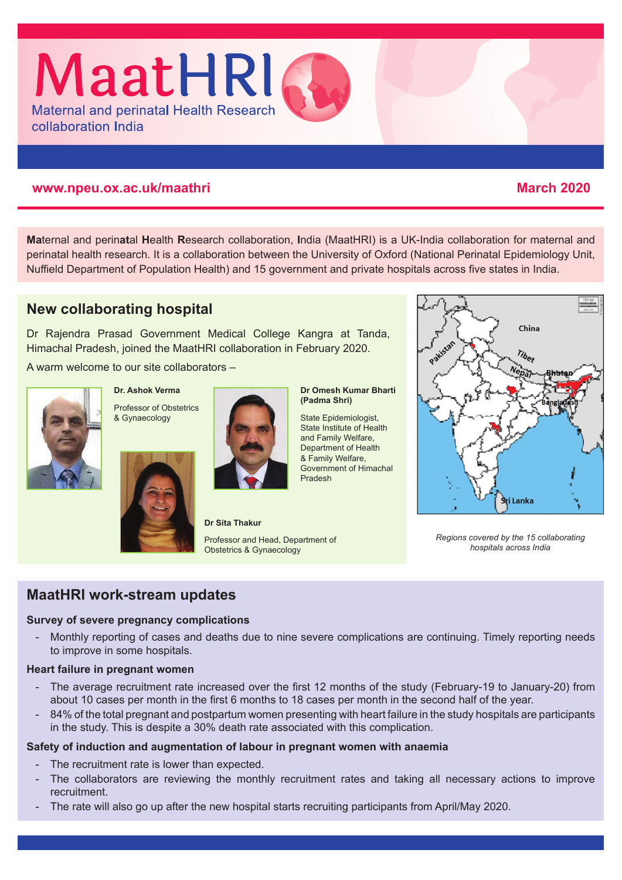# MaatHRI

Maternal and perinatal Health Research collaboration India

**www.npeu.ox.ac.uk/maathri** **March 2020**

**Ma**ternal and perin**at**al **H**ealth **R**esearch collaboration, **I**ndia (MaatHRI) is a UK-India collaboration for maternal and perinatal health research. It is a collaboration between the University of Oxford (National Perinatal Epidemiology Unit, Nuffield Department of Population Health) and 15 government and private hospitals across five states in India.

## New collaborating hospital

Dr Rajendra Prasad Government Medical College Kangra at Tanda, Himachal Pradesh, joined the MaatHRI collaboration in February 2020.

A warm welcome to our site collaborators –

**Dr. Ashok Verma**

Professor of Obstetrics & Gynaecology

**Dr Omesh Kumar Bharti (Padma Shri)**

State Epidemiologist, State Institute of Health and Family Welfare, Department of Health & Family Welfare, Government of Himachal Pradesh

**Dr Sita Thakur**

Professor and Head, Department of Obstetrics & Gynaecology

*Regions covered by the 15 collaborating hospitals across India*

## MaatHRI work-stream updates

**Survey of severe pregnancy complications**

- Monthly reporting of cases and deaths due to nine severe complications are continuing. Timely reporting needs to improve in some hospitals.

**Heart failure in pregnant women**

- The average recruitment rate increased over the first 12 months of the study (February-19 to January-20) from about 10 cases per month in the first 6 months to 18 cases per month in the second half of the year.
- 84% of the total pregnant and postpartum women presenting with heart failure in the study hospitals are participants in the study. This is despite a 30% death rate associated with this complication.

**Safety of induction and augmentation of labour in pregnant women with anaemia**

- The recruitment rate is lower than expected.
- The collaborators are reviewing the monthly recruitment rates and taking all necessary actions to improve recruitment.
- The rate will also go up after the new hospital starts recruiting participants from April/May 2020.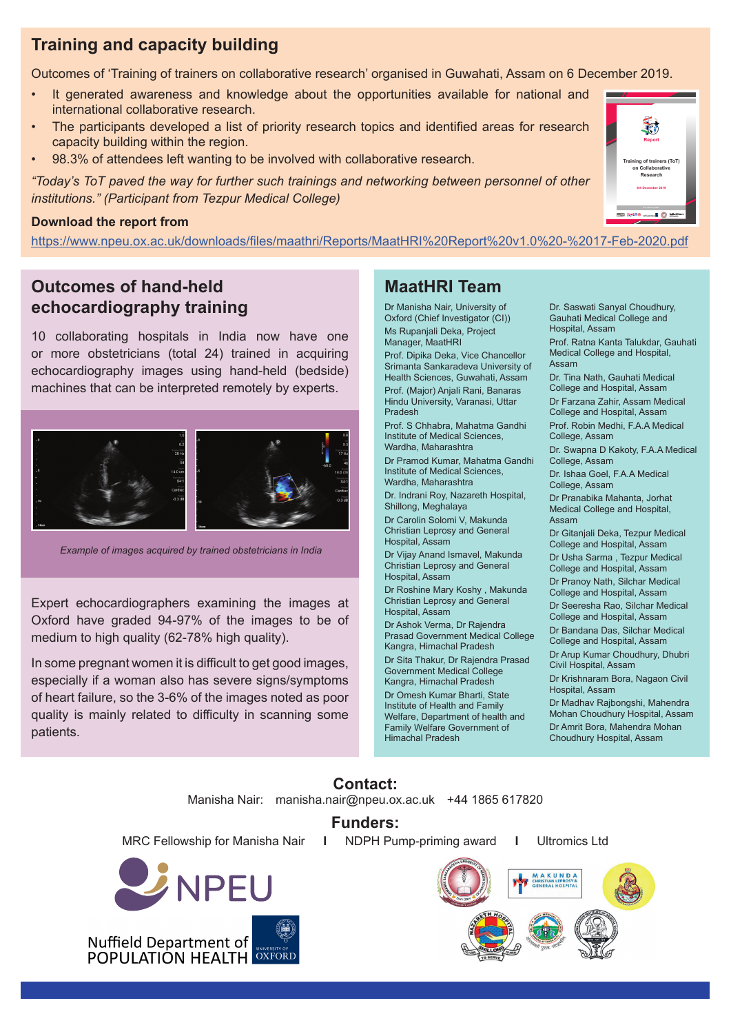## Training and capacity building

Outcomes of 'Training of trainers on collaborative research' organised in Guwahati, Assam on 6 December 2019.

- It generated awareness and knowledge about the opportunities available for national and international collaborative research.
- The participants developed a list of priority research topics and identified areas for research capacity building within the region.
- 98.3% of attendees left wanting to be involved with collaborative research.

*"Today's ToT paved the way for further such trainings and networking between personnel of other institutions." (Participant from Tezpur Medical College)*

**Download the report from**

https://www.npeu.ox.ac.uk/downloads/files/maathri/Reports/MaatHRI%20Report%20v1.0%20-%2017-Feb-2020.pdf

## Outcomes of hand-held echocardiography training

10 collaborating hospitals in India now have one or more obstetricians (total 24) trained in acquiring echocardiography images using hand-held (bedside) machines that can be interpreted remotely by experts.

*Example of images acquired by trained obstetricians in India*

Expert echocardiographers examining the images at Oxford have graded 94-97% of the images to be of medium to high quality (62-78% high quality).

In some pregnant women it is difficult to get good images, especially if a woman also has severe signs/symptoms of heart failure, so the 3-6% of the images noted as poor quality is mainly related to difficulty in scanning some patients.

## MaatHRI Team

Dr Manisha Nair, University of Oxford (Chief Investigator (CI))

Ms Rupanjali Deka, Project Manager, MaatHRI

Prof. Dipika Deka, Vice Chancellor Srimanta Sankaradeva University of Health Sciences, Guwahati, Assam

Prof. (Major) Anjali Rani, Banaras Hindu University, Varanasi, Uttar Pradesh

Prof. S Chhabra, Mahatma Gandhi Institute of Medical Sciences, Wardha, Maharashtra

Dr Pramod Kumar, Mahatma Gandhi Institute of Medical Sciences, Wardha, Maharashtra

Dr. Indrani Roy, Nazareth Hospital, Shillong, Meghalaya

Dr Carolin Solomi V, Makunda Christian Leprosy and General Hospital, Assam

Dr Vijay Anand Ismavel, Makunda Christian Leprosy and General Hospital, Assam

Dr Roshine Mary Koshy , Makunda Christian Leprosy and General Hospital, Assam

Dr Ashok Verma, Dr Rajendra Prasad Government Medical College Kangra, Himachal Pradesh

Dr Sita Thakur, Dr Rajendra Prasad Government Medical College Kangra, Himachal Pradesh

Dr Omesh Kumar Bharti, State Institute of Health and Family Welfare, Department of health and Family Welfare Government of Himachal Pradesh

Dr. Saswati Sanyal Choudhury, Gauhati Medical College and Hospital, Assam

Prof. Ratna Kanta Talukdar, Gauhati Medical College and Hospital, Assam

Dr. Tina Nath, Gauhati Medical College and Hospital, Assam

Dr Farzana Zahir, Assam Medical College and Hospital, Assam

Prof. Robin Medhi, F.A.A Medical College, Assam

Dr. Swapna D Kakoty, F.A.A Medical College, Assam

Dr. Ishaa Goel, F.A.A Medical College, Assam

Dr Pranabika Mahanta, Jorhat Medical College and Hospital, Assam

Dr Gitanjali Deka, Tezpur Medical College and Hospital, Assam

Dr Usha Sarma , Tezpur Medical College and Hospital, Assam

Dr Pranoy Nath, Silchar Medical College and Hospital, Assam

Dr Seeresha Rao, Silchar Medical College and Hospital, Assam

Dr Bandana Das, Silchar Medical College and Hospital, Assam

Dr Arup Kumar Choudhury, Dhubri Civil Hospital, Assam

Dr Krishnaram Bora, Nagaon Civil Hospital, Assam

Dr Madhav Rajbongshi, Mahendra Mohan Choudhury Hospital, Assam

Dr Amrit Bora, Mahendra Mohan Choudhury Hospital, Assam

### Contact:

Manisha Nair: manisha.nair@npeu.ox.ac.uk +44 1865 617820

### Funders:

MRC Fellowship for Manisha Nair | NDPH Pump-priming award | Ultromics Ltd